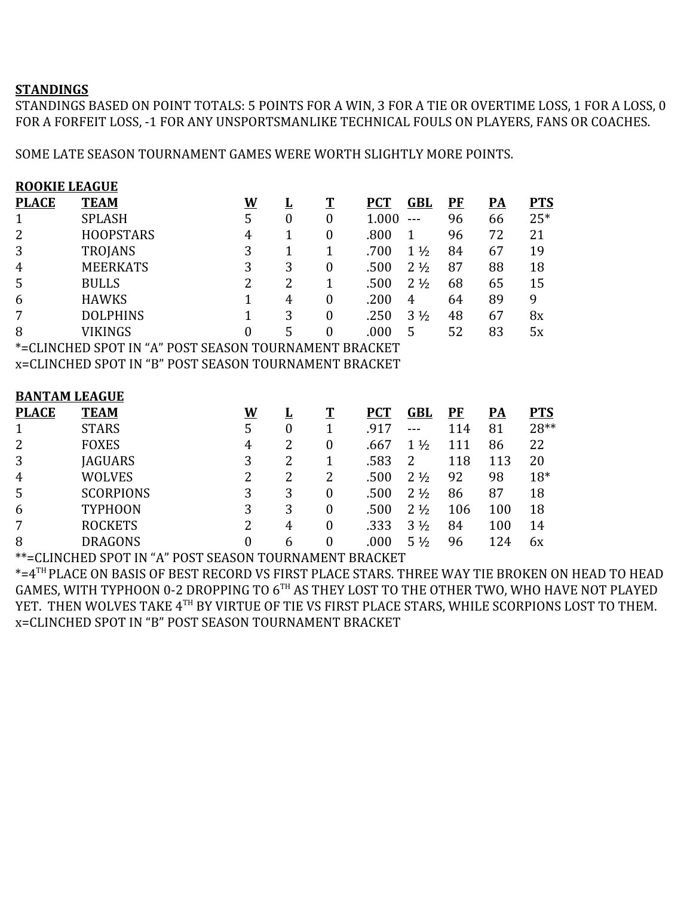## STANDINGS

STANDINGS BASED ON POINT TOTALS: 5 POINTS FOR A WIN, 3 FOR A TIE OR OVERTIME LOSS, 1 FOR A LOSS, 0 FOR A FORFEIT LOSS, -1 FOR ANY UNSPORTSMANLIKE TECHNICAL FOULS ON PLAYERS, FANS OR COACHES.

SOME LATE SEASON TOURNAMENT GAMES WERE WORTH SLIGHTLY MORE POINTS.

### ROOKIE LEAGUE

| PLACE | TEAM | W | L | T | PCT | GBL | PF | PA | PTS |
|---|---|---|---|---|---|---|---|---|---|
| 1 | SPLASH | 5 | 0 | 0 | 1.000 | --- | 96 | 66 | 25* |
| 2 | HOOPSTARS | 4 | 1 | 0 | .800 | 1 | 96 | 72 | 21 |
| 3 | TROJANS | 3 | 1 | 1 | .700 | 1 ½ | 84 | 67 | 19 |
| 4 | MEERKATS | 3 | 3 | 0 | .500 | 2 ½ | 87 | 88 | 18 |
| 5 | BULLS | 2 | 2 | 1 | .500 | 2 ½ | 68 | 65 | 15 |
| 6 | HAWKS | 1 | 4 | 0 | .200 | 4 | 64 | 89 | 9 |
| 7 | DOLPHINS | 1 | 3 | 0 | .250 | 3 ½ | 48 | 67 | 8x |
| 8 | VIKINGS | 0 | 5 | 0 | .000 | 5 | 52 | 83 | 5x |

*=CLINCHED SPOT IN "A" POST SEASON TOURNAMENT BRACKET
x=CLINCHED SPOT IN "B" POST SEASON TOURNAMENT BRACKET

### BANTAM LEAGUE

| PLACE | TEAM | W | L | T | PCT | GBL | PF | PA | PTS |
|---|---|---|---|---|---|---|---|---|---|
| 1 | STARS | 5 | 0 | 1 | .917 | --- | 114 | 81 | 28** |
| 2 | FOXES | 4 | 2 | 0 | .667 | 1 ½ | 111 | 86 | 22 |
| 3 | JAGUARS | 3 | 2 | 1 | .583 | 2 | 118 | 113 | 20 |
| 4 | WOLVES | 2 | 2 | 2 | .500 | 2 ½ | 92 | 98 | 18* |
| 5 | SCORPIONS | 3 | 3 | 0 | .500 | 2 ½ | 86 | 87 | 18 |
| 6 | TYPHOON | 3 | 3 | 0 | .500 | 2 ½ | 106 | 100 | 18 |
| 7 | ROCKETS | 2 | 4 | 0 | .333 | 3 ½ | 84 | 100 | 14 |
| 8 | DRAGONS | 0 | 6 | 0 | .000 | 5 ½ | 96 | 124 | 6x |

**=CLINCHED SPOT IN "A" POST SEASON TOURNAMENT BRACKET
*=4TH PLACE ON BASIS OF BEST RECORD VS FIRST PLACE STARS. THREE WAY TIE BROKEN ON HEAD TO HEAD GAMES, WITH TYPHOON 0-2 DROPPING TO 6TH AS THEY LOST TO THE OTHER TWO, WHO HAVE NOT PLAYED YET. THEN WOLVES TAKE 4TH BY VIRTUE OF TIE VS FIRST PLACE STARS, WHILE SCORPIONS LOST TO THEM.
x=CLINCHED SPOT IN "B" POST SEASON TOURNAMENT BRACKET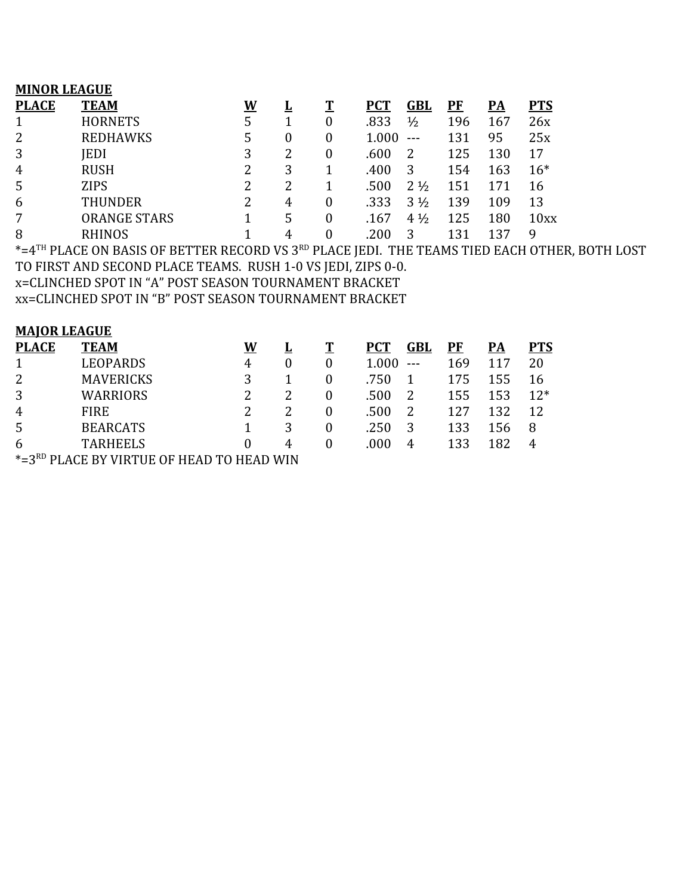**MINOR LEAGUE**

| **PLACE** | **TEAM** | **W** | **L** | **T** | **PCT** | **GBL** | **PF** | **PA** | **PTS** |
|---|---|---|---|---|---|---|---|---|---|
| 1 | HORNETS | 5 | 1 | 0 | .833 | ½ | 196 | 167 | 26x |
| 2 | REDHAWKS | 5 | 0 | 0 | 1.000 | --- | 131 | 95 | 25x |
| 3 | JEDI | 3 | 2 | 0 | .600 | 2 | 125 | 130 | 17 |
| 4 | RUSH | 2 | 3 | 1 | .400 | 3 | 154 | 163 | 16* |
| 5 | ZIPS | 2 | 2 | 1 | .500 | 2 ½ | 151 | 171 | 16 |
| 6 | THUNDER | 2 | 4 | 0 | .333 | 3 ½ | 139 | 109 | 13 |
| 7 | ORANGE STARS | 1 | 5 | 0 | .167 | 4 ½ | 125 | 180 | 10xx |
| 8 | RHINOS | 1 | 4 | 0 | .200 | 3 | 131 | 137 | 9 |

*=4TH PLACE ON BASIS OF BETTER RECORD VS 3RD PLACE JEDI. THE TEAMS TIED EACH OTHER, BOTH LOST TO FIRST AND SECOND PLACE TEAMS. RUSH 1-0 VS JEDI, ZIPS 0-0.
x=CLINCHED SPOT IN "A" POST SEASON TOURNAMENT BRACKET
xx=CLINCHED SPOT IN "B" POST SEASON TOURNAMENT BRACKET

**MAJOR LEAGUE**

| **PLACE** | **TEAM** | **W** | **L** | **T** | **PCT** | **GBL** | **PF** | **PA** | **PTS** |
|---|---|---|---|---|---|---|---|---|---|
| 1 | LEOPARDS | 4 | 0 | 0 | 1.000 | --- | 169 | 117 | 20 |
| 2 | MAVERICKS | 3 | 1 | 0 | .750 | 1 | 175 | 155 | 16 |
| 3 | WARRIORS | 2 | 2 | 0 | .500 | 2 | 155 | 153 | 12* |
| 4 | FIRE | 2 | 2 | 0 | .500 | 2 | 127 | 132 | 12 |
| 5 | BEARCATS | 1 | 3 | 0 | .250 | 3 | 133 | 156 | 8 |
| 6 | TARHEELS | 0 | 4 | 0 | .000 | 4 | 133 | 182 | 4 |

*=3RD PLACE BY VIRTUE OF HEAD TO HEAD WIN